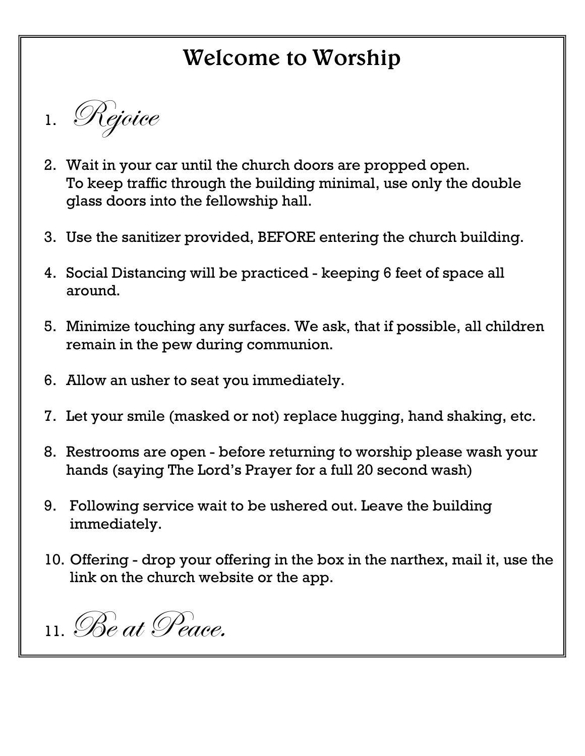# Welcome to Worship

1. *Rejoice*

2. Wait in your car until the church doors are propped open.
   To keep traffic through the building minimal, use only the double glass doors into the fellowship hall.

3. Use the sanitizer provided, BEFORE entering the church building.

4. Social Distancing will be practiced - keeping 6 feet of space all around.

5. Minimize touching any surfaces. We ask, that if possible, all children remain in the pew during communion.

6. Allow an usher to seat you immediately.

7. Let your smile (masked or not) replace hugging, hand shaking, etc.

8. Restrooms are open - before returning to worship please wash your hands (saying The Lord's Prayer for a full 20 second wash)

9. Following service wait to be ushered out. Leave the building immediately.

10. Offering - drop your offering in the box in the narthex, mail it, use the link on the church website or the app.

11. *Be at Peace.*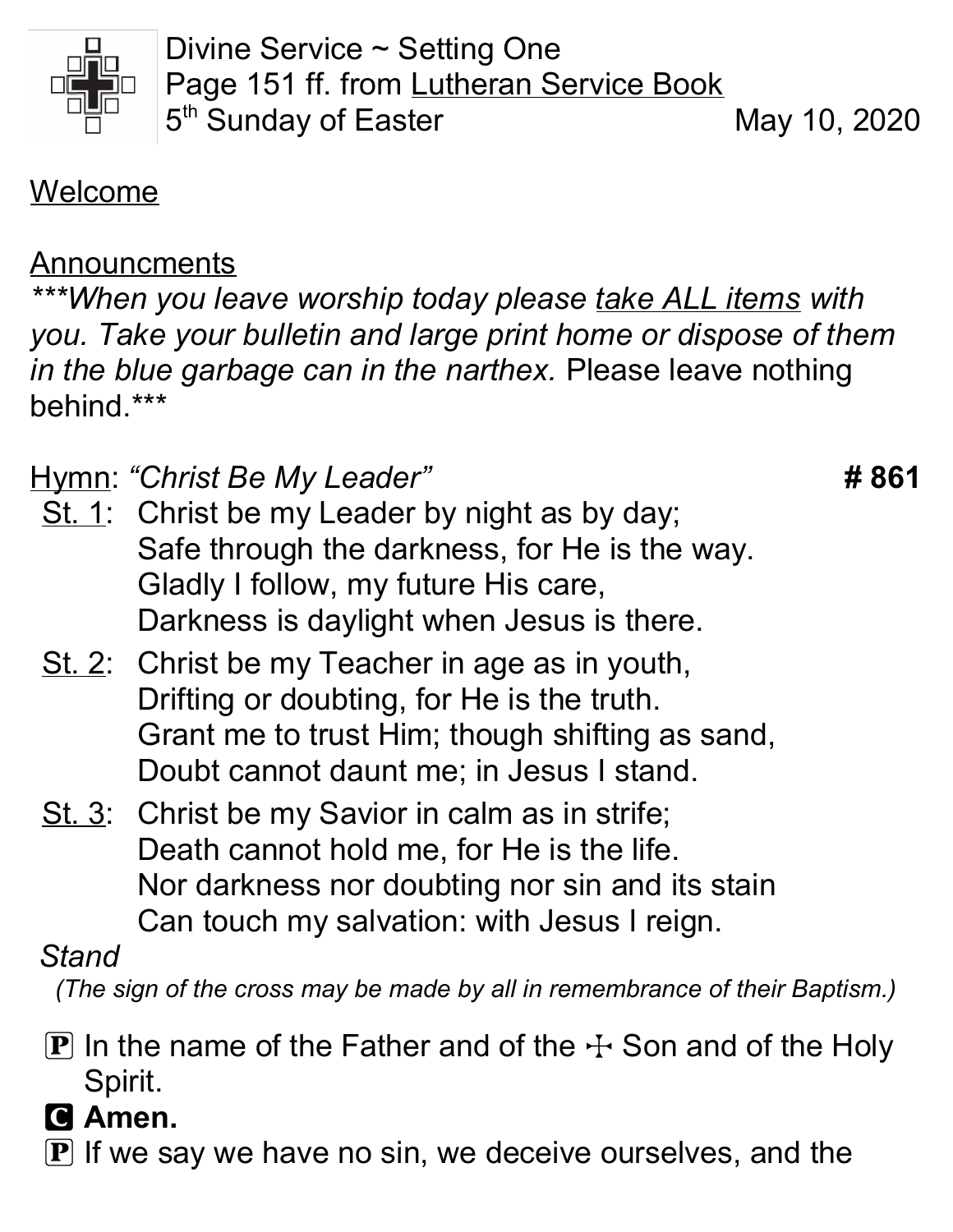Divine Service ~ Setting One
Page 151 ff. from Lutheran Service Book
5th Sunday of Easter May 10, 2020

Welcome

Announcments

*\*\*When you leave worship today please take ALL items with you. Take your bulletin and large print home or dispose of them in the blue garbage can in the narthex.* Please leave nothing behind.\*\*\*

Hymn: *"Christ Be My Leader"* **# 861**

St. 1: Christ be my Leader by night as by day;
Safe through the darkness, for He is the way.
Gladly I follow, my future His care,
Darkness is daylight when Jesus is there.

St. 2: Christ be my Teacher in age as in youth,
Drifting or doubting, for He is the truth.
Grant me to trust Him; though shifting as sand,
Doubt cannot daunt me; in Jesus I stand.

St. 3: Christ be my Savior in calm as in strife;
Death cannot hold me, for He is the life.
Nor darkness nor doubting nor sin and its stain
Can touch my salvation: with Jesus I reign.

*Stand*

*(The sign of the cross may be made by all in remembrance of their Baptism.)*

P In the name of the Father and of the ☩ Son and of the Holy Spirit.

**C Amen.**

P If we say we have no sin, we deceive ourselves, and the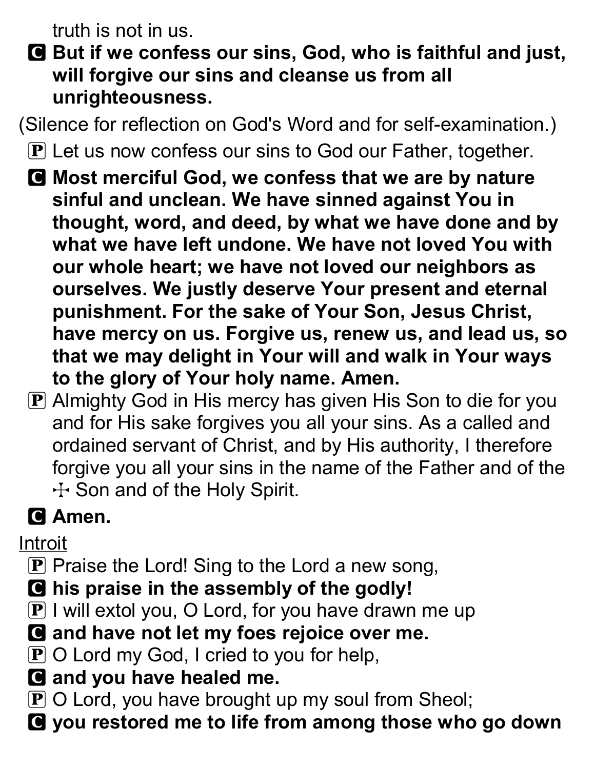truth is not in us.

**C** **But if we confess our sins, God, who is faithful and just, will forgive our sins and cleanse us from all unrighteousness.**

(Silence for reflection on God's Word and for self-examination.)

**P** Let us now confess our sins to God our Father, together.

**C** **Most merciful God, we confess that we are by nature sinful and unclean. We have sinned against You in thought, word, and deed, by what we have done and by what we have left undone. We have not loved You with our whole heart; we have not loved our neighbors as ourselves. We justly deserve Your present and eternal punishment. For the sake of Your Son, Jesus Christ, have mercy on us. Forgive us, renew us, and lead us, so that we may delight in Your will and walk in Your ways to the glory of Your holy name. Amen.**

**P** Almighty God in His mercy has given His Son to die for you and for His sake forgives you all your sins. As a called and ordained servant of Christ, and by His authority, I therefore forgive you all your sins in the name of the Father and of the ☩ Son and of the Holy Spirit.

**C** **Amen.**

Introit

**P** Praise the Lord! Sing to the Lord a new song,

**C** **his praise in the assembly of the godly!**

**P** I will extol you, O Lord, for you have drawn me up

**C** **and have not let my foes rejoice over me.**

**P** O Lord my God, I cried to you for help,

**C** **and you have healed me.**

**P** O Lord, you have brought up my soul from Sheol;

**C** **you restored me to life from among those who go down**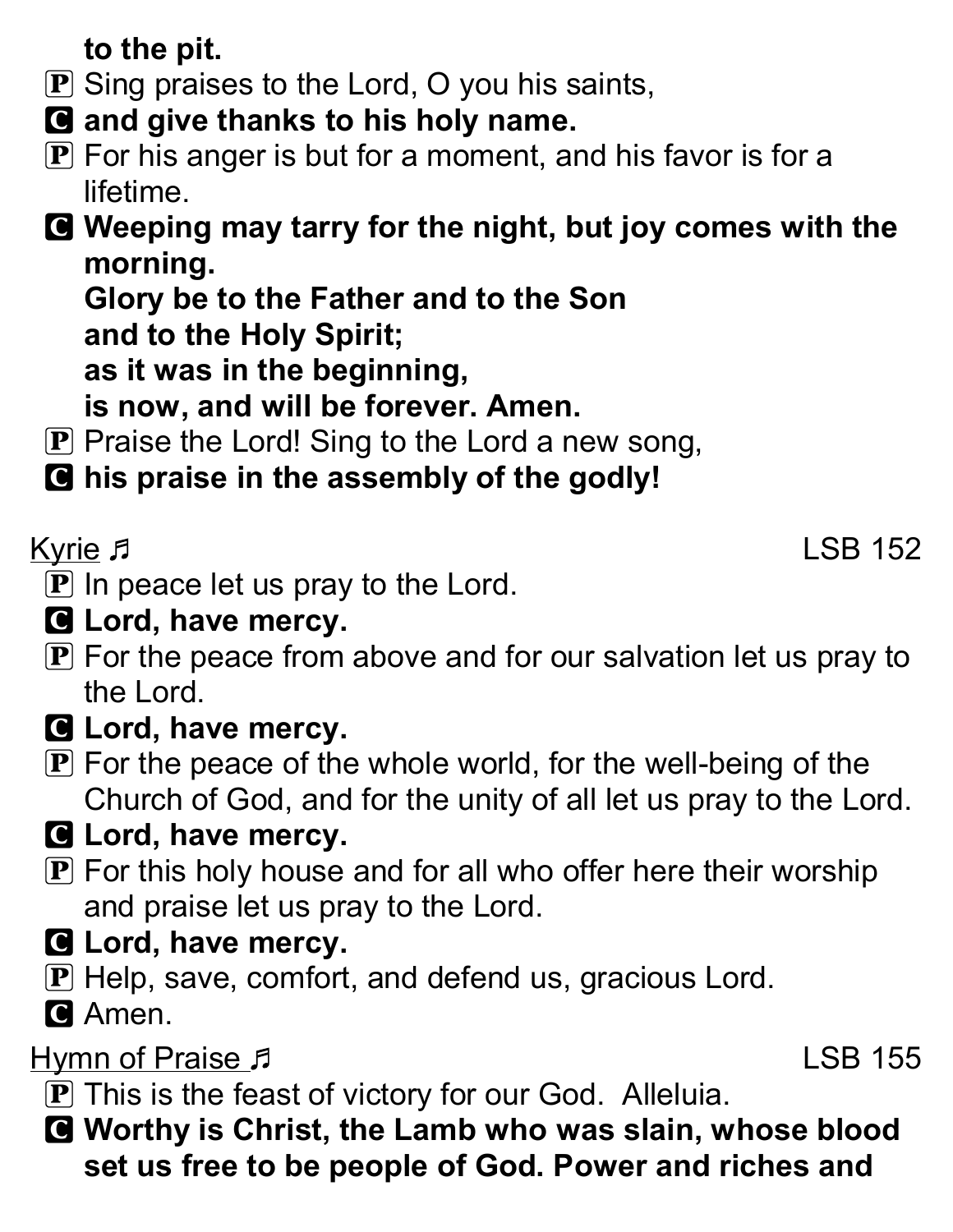**to the pit.**

P Sing praises to the Lord, O you his saints,

C **and give thanks to his holy name.**

P For his anger is but for a moment, and his favor is for a lifetime.

C **Weeping may tarry for the night, but joy comes with the morning.**
**Glory be to the Father and to the Son**
**and to the Holy Spirit;**
**as it was in the beginning,**
**is now, and will be forever. Amen.**

P Praise the Lord! Sing to the Lord a new song,

C **his praise in the assembly of the godly!**

Kyrie ♬ LSB 152

P In peace let us pray to the Lord.

C **Lord, have mercy.**

P For the peace from above and for our salvation let us pray to the Lord.

C **Lord, have mercy.**

P For the peace of the whole world, for the well-being of the Church of God, and for the unity of all let us pray to the Lord.

C **Lord, have mercy.**

P For this holy house and for all who offer here their worship and praise let us pray to the Lord.

C **Lord, have mercy.**

P Help, save, comfort, and defend us, gracious Lord.

C Amen.

Hymn of Praise ♬ LSB 155

P This is the feast of victory for our God. Alleluia.

C **Worthy is Christ, the Lamb who was slain, whose blood set us free to be people of God. Power and riches and**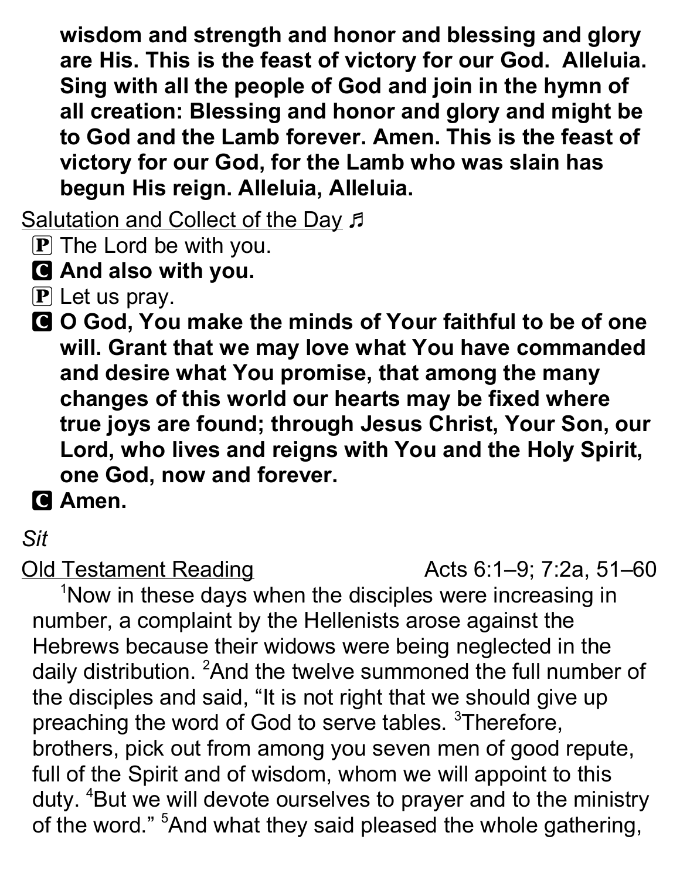**wisdom and strength and honor and blessing and glory are His. This is the feast of victory for our God. Alleluia. Sing with all the people of God and join in the hymn of all creation: Blessing and honor and glory and might be to God and the Lamb forever. Amen. This is the feast of victory for our God, for the Lamb who was slain has begun His reign. Alleluia, Alleluia.**

Salutation and Collect of the Day ♬

P The Lord be with you.

C **And also with you.**

P Let us pray.

C **O God, You make the minds of Your faithful to be of one will. Grant that we may love what You have commanded and desire what You promise, that among the many changes of this world our hearts may be fixed where true joys are found; through Jesus Christ, Your Son, our Lord, who lives and reigns with You and the Holy Spirit, one God, now and forever.**

C **Amen.**

*Sit*

Old Testament Reading — Acts 6:1–9; 7:2a, 51–60

[1]Now in these days when the disciples were increasing in number, a complaint by the Hellenists arose against the Hebrews because their widows were being neglected in the daily distribution. [2]And the twelve summoned the full number of the disciples and said, "It is not right that we should give up preaching the word of God to serve tables. [3]Therefore, brothers, pick out from among you seven men of good repute, full of the Spirit and of wisdom, whom we will appoint to this duty. [4]But we will devote ourselves to prayer and to the ministry of the word." [5]And what they said pleased the whole gathering,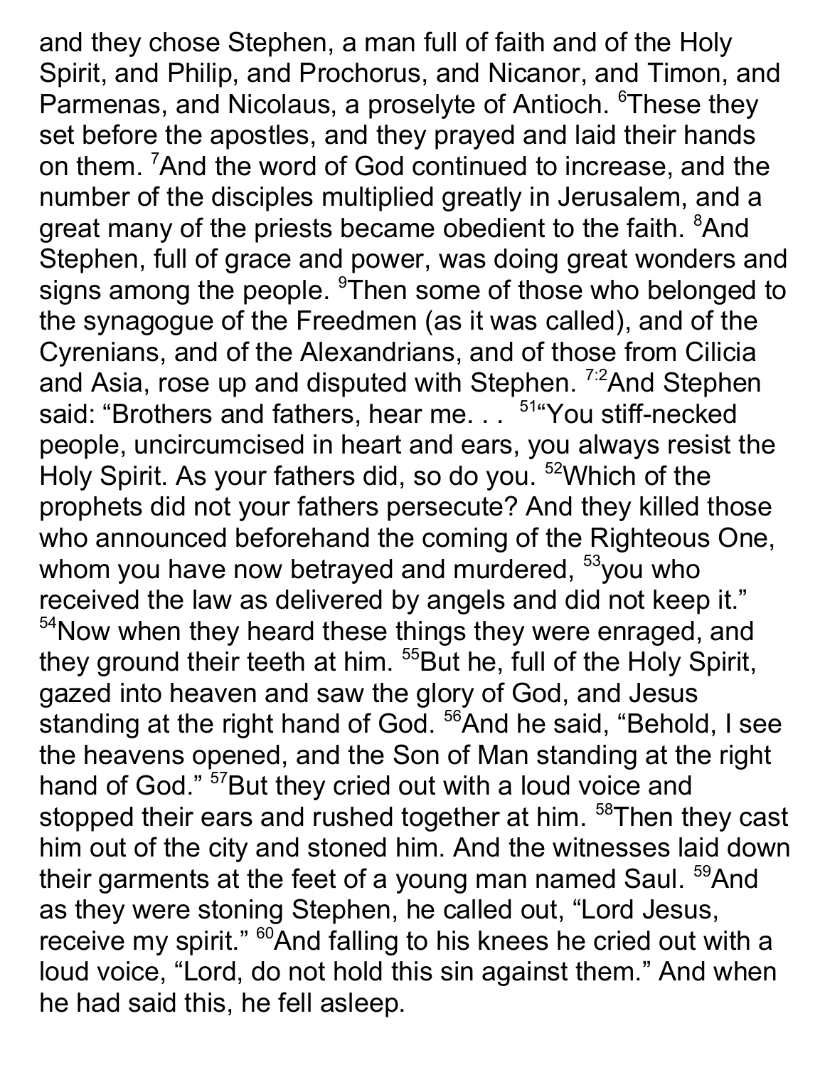and they chose Stephen, a man full of faith and of the Holy Spirit, and Philip, and Prochorus, and Nicanor, and Timon, and Parmenas, and Nicolaus, a proselyte of Antioch. [6]These they set before the apostles, and they prayed and laid their hands on them. [7]And the word of God continued to increase, and the number of the disciples multiplied greatly in Jerusalem, and a great many of the priests became obedient to the faith. [8]And Stephen, full of grace and power, was doing great wonders and signs among the people. [9]Then some of those who belonged to the synagogue of the Freedmen (as it was called), and of the Cyrenians, and of the Alexandrians, and of those from Cilicia and Asia, rose up and disputed with Stephen. [7:2]And Stephen said: "Brothers and fathers, hear me. . . [51]"You stiff-necked people, uncircumcised in heart and ears, you always resist the Holy Spirit. As your fathers did, so do you. [52]Which of the prophets did not your fathers persecute? And they killed those who announced beforehand the coming of the Righteous One, whom you have now betrayed and murdered, [53]you who received the law as delivered by angels and did not keep it." [54]Now when they heard these things they were enraged, and they ground their teeth at him. [55]But he, full of the Holy Spirit, gazed into heaven and saw the glory of God, and Jesus standing at the right hand of God. [56]And he said, "Behold, I see the heavens opened, and the Son of Man standing at the right hand of God." [57]But they cried out with a loud voice and stopped their ears and rushed together at him. [58]Then they cast him out of the city and stoned him. And the witnesses laid down their garments at the feet of a young man named Saul. [59]And as they were stoning Stephen, he called out, "Lord Jesus, receive my spirit." [60]And falling to his knees he cried out with a loud voice, "Lord, do not hold this sin against them." And when he had said this, he fell asleep.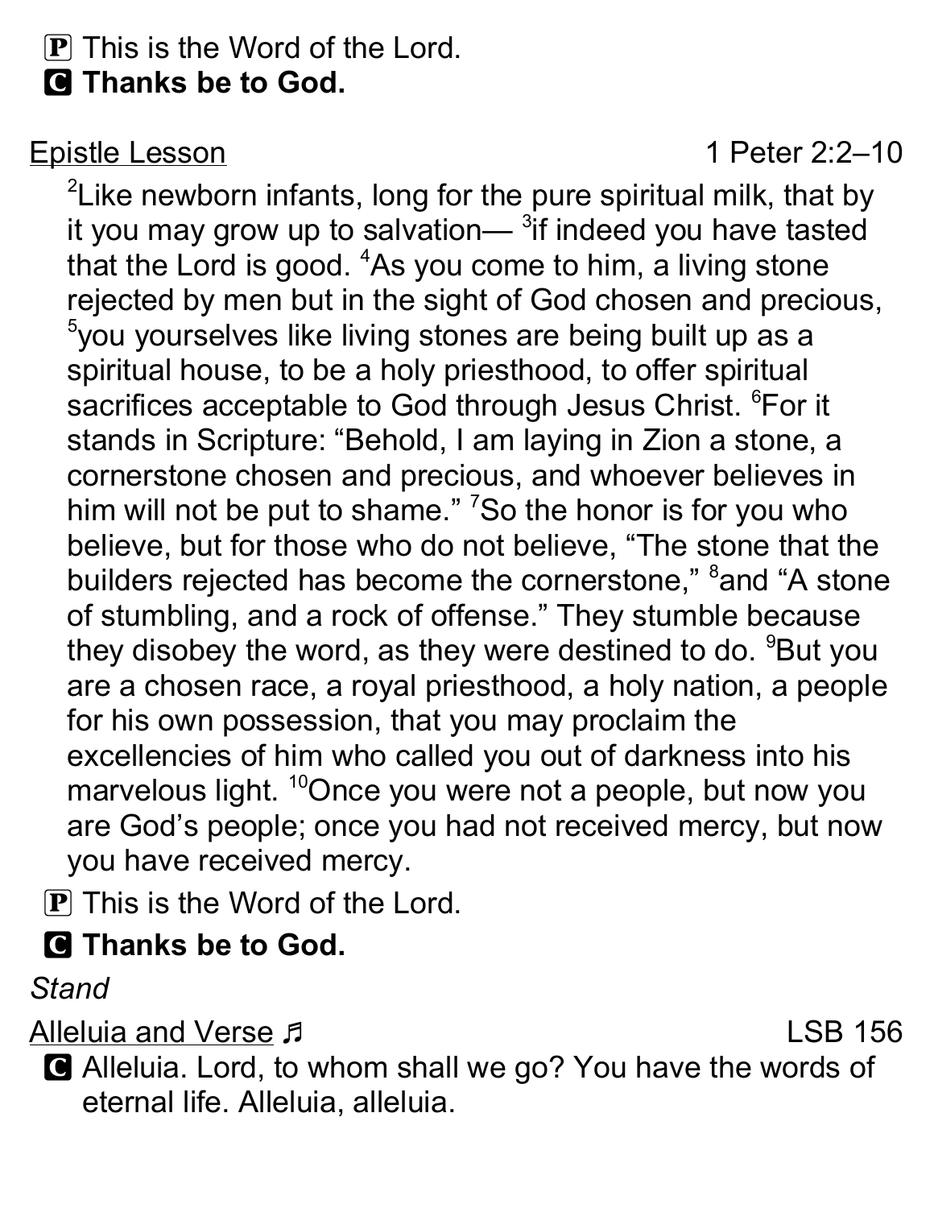P This is the Word of the Lord.

**C Thanks be to God.**

Epistle Lesson — 1 Peter 2:2–10

[2]Like newborn infants, long for the pure spiritual milk, that by it you may grow up to salvation— [3]if indeed you have tasted that the Lord is good. [4]As you come to him, a living stone rejected by men but in the sight of God chosen and precious, [5]you yourselves like living stones are being built up as a spiritual house, to be a holy priesthood, to offer spiritual sacrifices acceptable to God through Jesus Christ. [6]For it stands in Scripture: "Behold, I am laying in Zion a stone, a cornerstone chosen and precious, and whoever believes in him will not be put to shame." [7]So the honor is for you who believe, but for those who do not believe, "The stone that the builders rejected has become the cornerstone," [8]and "A stone of stumbling, and a rock of offense." They stumble because they disobey the word, as they were destined to do. [9]But you are a chosen race, a royal priesthood, a holy nation, a people for his own possession, that you may proclaim the excellencies of him who called you out of darkness into his marvelous light. [10]Once you were not a people, but now you are God's people; once you had not received mercy, but now you have received mercy.

P This is the Word of the Lord.

**C Thanks be to God.**

*Stand*

Alleluia and Verse ♬ — LSB 156

C Alleluia. Lord, to whom shall we go? You have the words of eternal life. Alleluia, alleluia.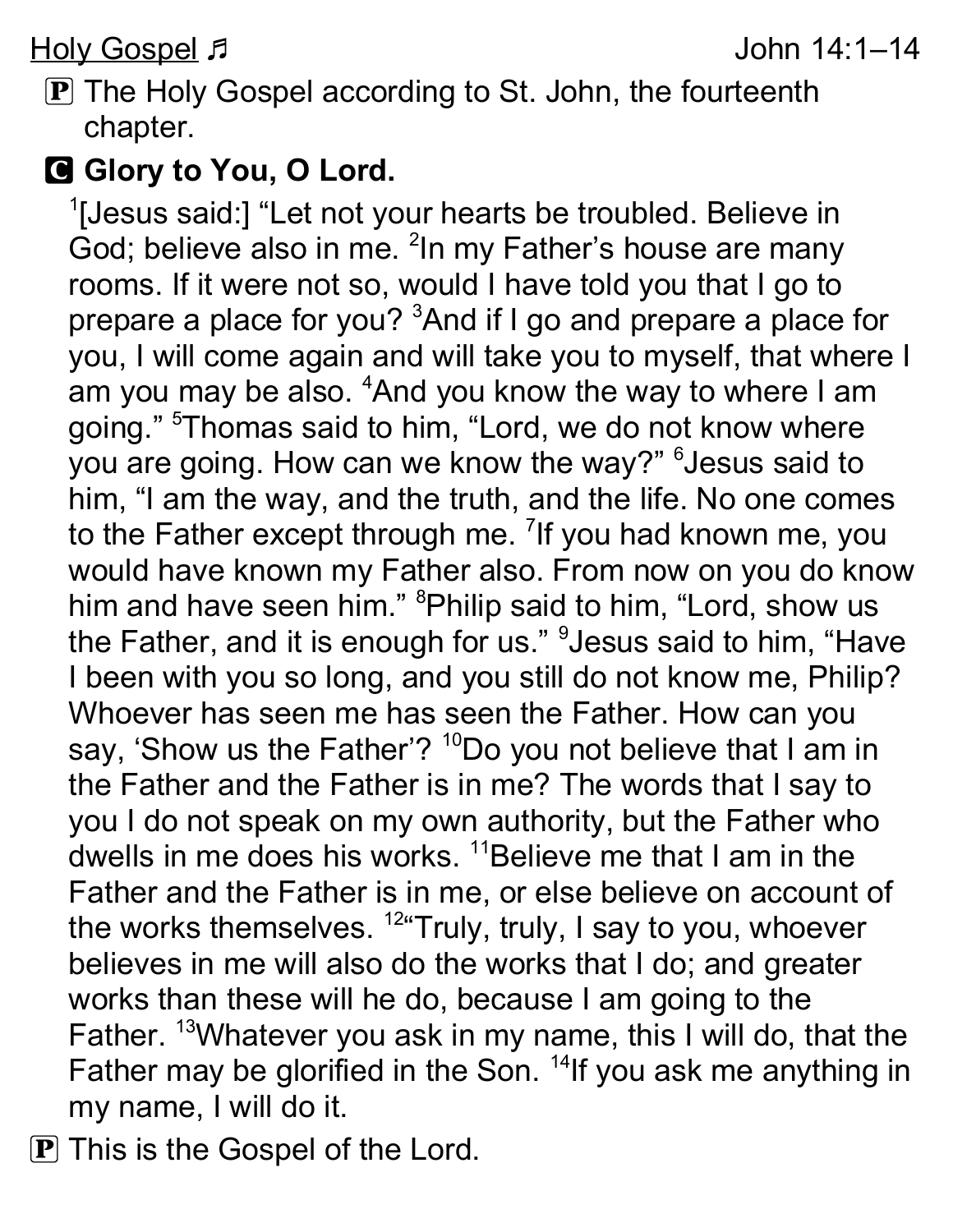Holy Gospel ♬ John 14:1–14

P The Holy Gospel according to St. John, the fourteenth chapter.

**C Glory to You, O Lord.**

[1][Jesus said:] “Let not your hearts be troubled. Believe in God; believe also in me. [2]In my Father’s house are many rooms. If it were not so, would I have told you that I go to prepare a place for you? [3]And if I go and prepare a place for you, I will come again and will take you to myself, that where I am you may be also. [4]And you know the way to where I am going.” [5]Thomas said to him, “Lord, we do not know where you are going. How can we know the way?” [6]Jesus said to him, “I am the way, and the truth, and the life. No one comes to the Father except through me. [7]If you had known me, you would have known my Father also. From now on you do know him and have seen him.” [8]Philip said to him, “Lord, show us the Father, and it is enough for us.” [9]Jesus said to him, “Have I been with you so long, and you still do not know me, Philip? Whoever has seen me has seen the Father. How can you say, ‘Show us the Father’? [10]Do you not believe that I am in the Father and the Father is in me? The words that I say to you I do not speak on my own authority, but the Father who dwells in me does his works. [11]Believe me that I am in the Father and the Father is in me, or else believe on account of the works themselves. [12]“Truly, truly, I say to you, whoever believes in me will also do the works that I do; and greater works than these will he do, because I am going to the Father. [13]Whatever you ask in my name, this I will do, that the Father may be glorified in the Son. [14]If you ask me anything in my name, I will do it.

P This is the Gospel of the Lord.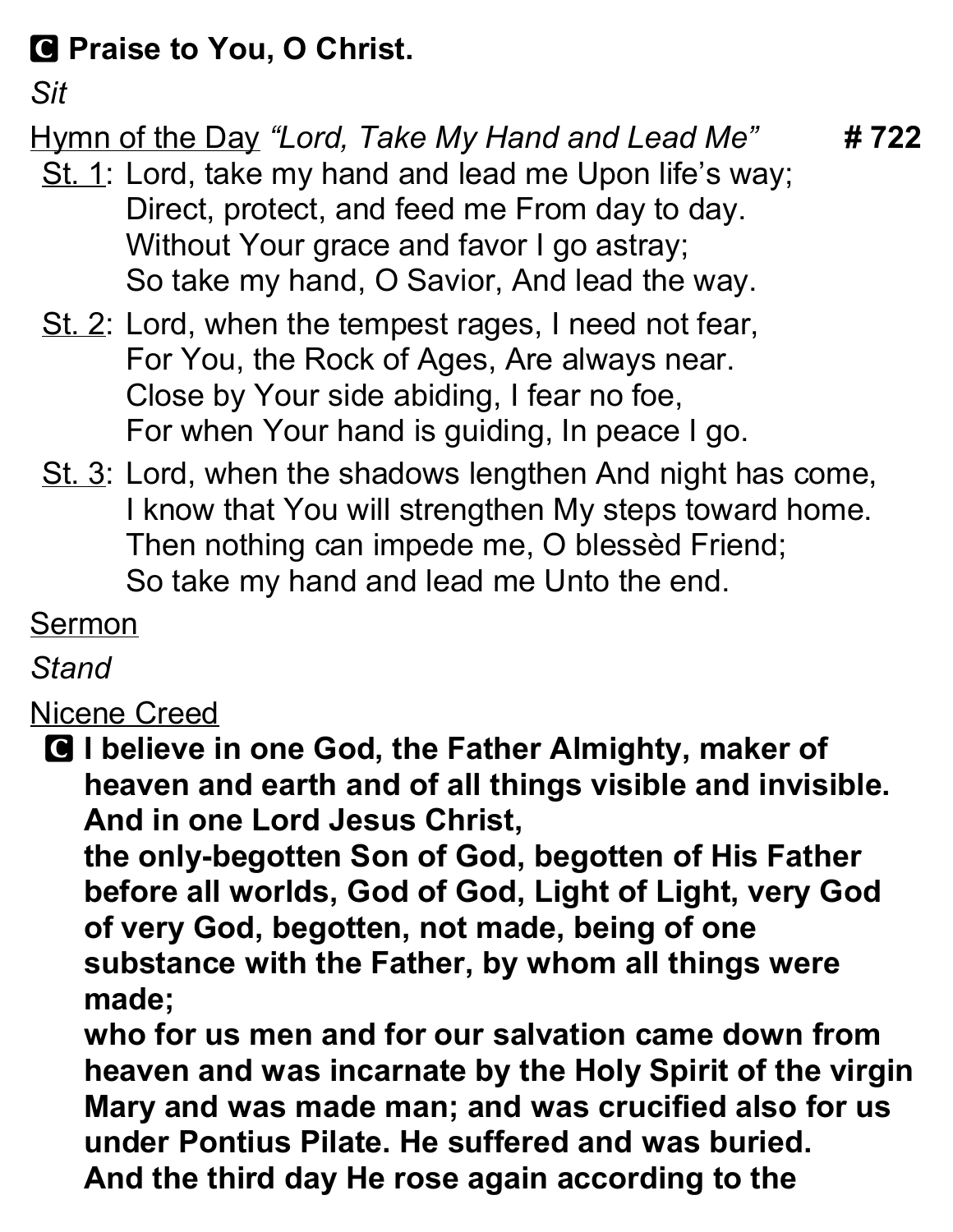**C Praise to You, O Christ.**

*Sit*

Hymn of the Day *"Lord, Take My Hand and Lead Me"* **# 722**

St. 1: Lord, take my hand and lead me Upon life's way;
Direct, protect, and feed me From day to day.
Without Your grace and favor I go astray;
So take my hand, O Savior, And lead the way.

St. 2: Lord, when the tempest rages, I need not fear,
For You, the Rock of Ages, Are always near.
Close by Your side abiding, I fear no foe,
For when Your hand is guiding, In peace I go.

St. 3: Lord, when the shadows lengthen And night has come,
I know that You will strengthen My steps toward home.
Then nothing can impede me, O blessèd Friend;
So take my hand and lead me Unto the end.

Sermon

*Stand*

Nicene Creed

**C I believe in one God, the Father Almighty, maker of heaven and earth and of all things visible and invisible.**
**And in one Lord Jesus Christ,**
**the only-begotten Son of God, begotten of His Father before all worlds, God of God, Light of Light, very God of very God, begotten, not made, being of one substance with the Father, by whom all things were made;**
**who for us men and for our salvation came down from heaven and was incarnate by the Holy Spirit of the virgin Mary and was made man; and was crucified also for us under Pontius Pilate. He suffered and was buried.**
**And the third day He rose again according to the**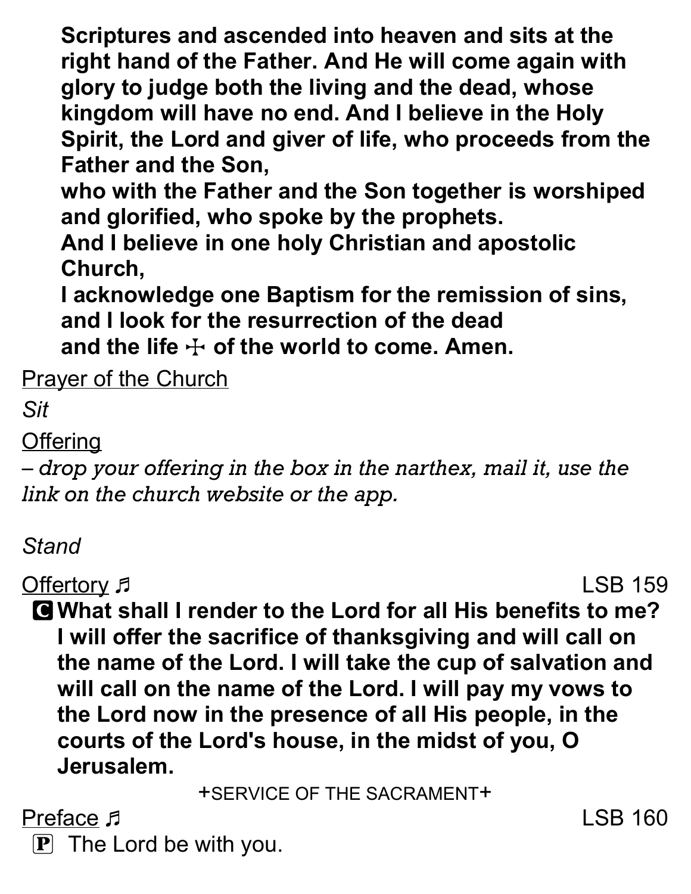**Scriptures and ascended into heaven and sits at the right hand of the Father. And He will come again with glory to judge both the living and the dead, whose kingdom will have no end. And I believe in the Holy Spirit, the Lord and giver of life, who proceeds from the Father and the Son,**
**who with the Father and the Son together is worshiped and glorified, who spoke by the prophets.**
**And I believe in one holy Christian and apostolic Church,**
**I acknowledge one Baptism for the remission of sins,**
**and I look for the resurrection of the dead**
**and the life ☩ of the world to come. Amen.**

Prayer of the Church

*Sit*

Offering

*– drop your offering in the box in the narthex, mail it, use the link on the church website or the app.*

*Stand*

Offertory ♬ LSB 159

🅒 **What shall I render to the Lord for all His benefits to me? I will offer the sacrifice of thanksgiving and will call on the name of the Lord. I will take the cup of salvation and will call on the name of the Lord. I will pay my vows to the Lord now in the presence of all His people, in the courts of the Lord's house, in the midst of you, O Jerusalem.**

+SERVICE OF THE SACRAMENT+

Preface ♬ LSB 160

🅟 The Lord be with you.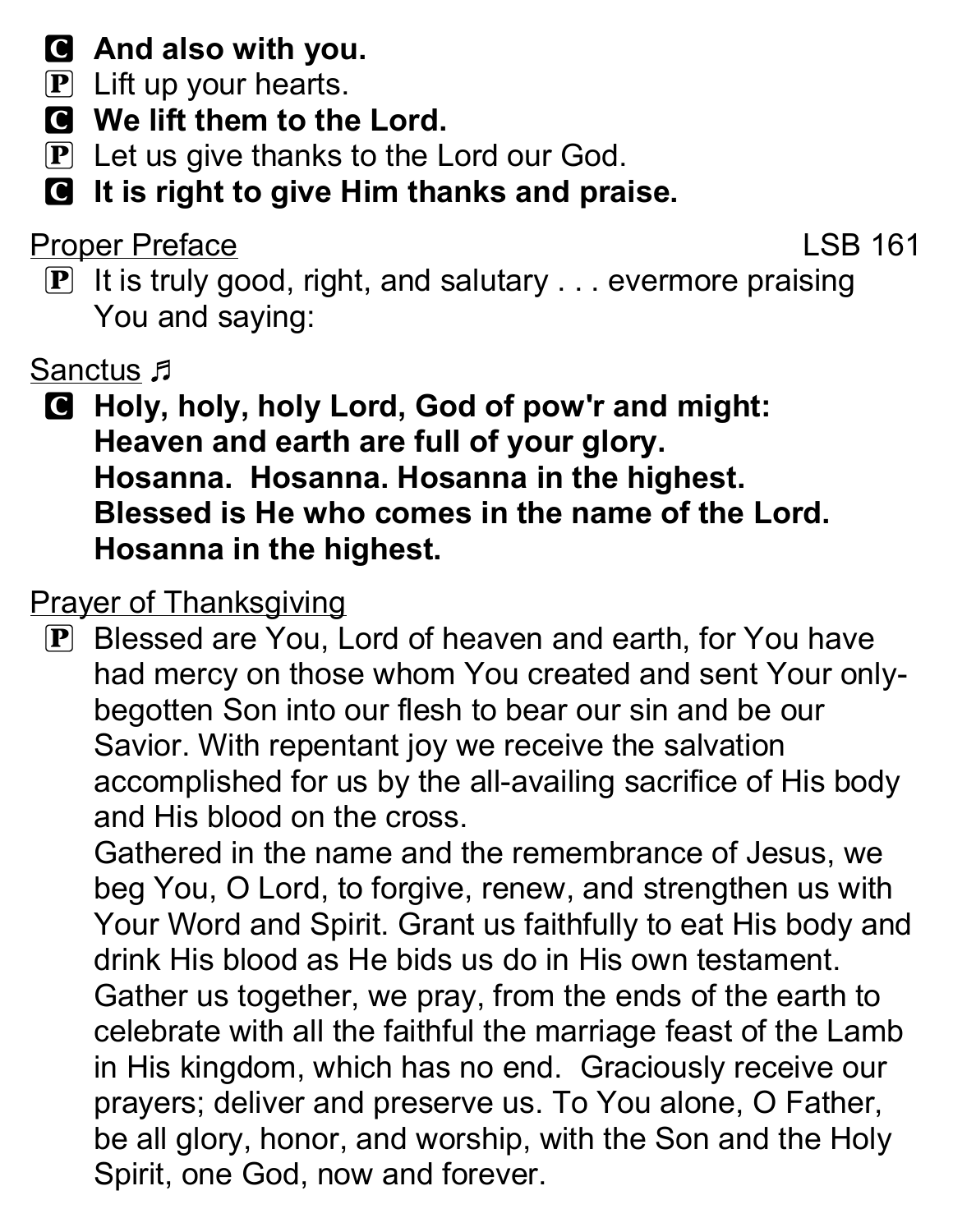**C And also with you.**

P Lift up your hearts.

**C We lift them to the Lord.**

P Let us give thanks to the Lord our God.

**C It is right to give Him thanks and praise.**

Proper Preface LSB 161

P It is truly good, right, and salutary . . . evermore praising You and saying:

Sanctus ♬

**C Holy, holy, holy Lord, God of pow'r and might:
Heaven and earth are full of your glory.
Hosanna. Hosanna. Hosanna in the highest.
Blessed is He who comes in the name of the Lord.
Hosanna in the highest.**

Prayer of Thanksgiving

P Blessed are You, Lord of heaven and earth, for You have had mercy on those whom You created and sent Your only-begotten Son into our flesh to bear our sin and be our Savior. With repentant joy we receive the salvation accomplished for us by the all-availing sacrifice of His body and His blood on the cross.
Gathered in the name and the remembrance of Jesus, we beg You, O Lord, to forgive, renew, and strengthen us with Your Word and Spirit. Grant us faithfully to eat His body and drink His blood as He bids us do in His own testament. Gather us together, we pray, from the ends of the earth to celebrate with all the faithful the marriage feast of the Lamb in His kingdom, which has no end. Graciously receive our prayers; deliver and preserve us. To You alone, O Father, be all glory, honor, and worship, with the Son and the Holy Spirit, one God, now and forever.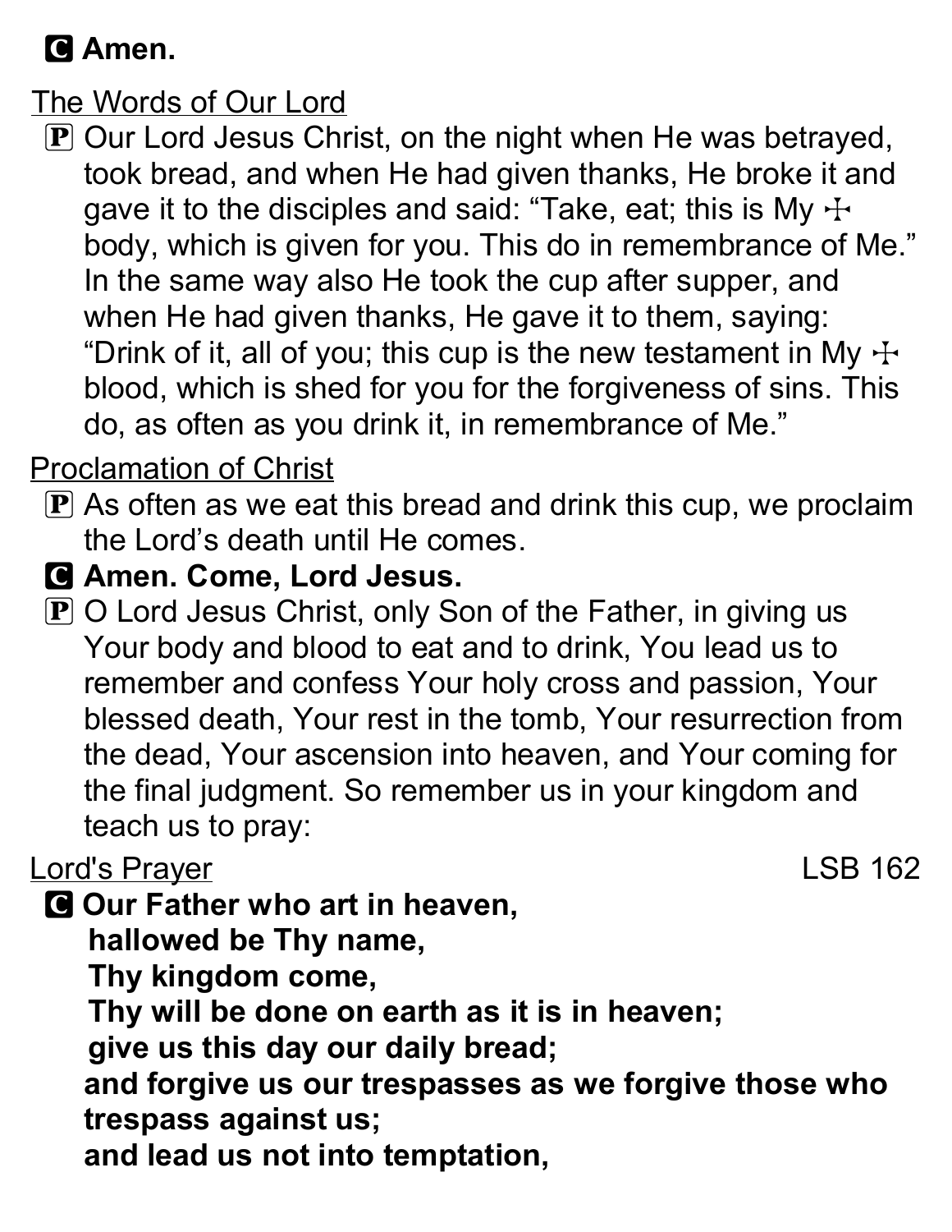**C** **Amen.**

The Words of Our Lord

**P** Our Lord Jesus Christ, on the night when He was betrayed, took bread, and when He had given thanks, He broke it and gave it to the disciples and said: “Take, eat; this is My ☩ body, which is given for you. This do in remembrance of Me.” In the same way also He took the cup after supper, and when He had given thanks, He gave it to them, saying: “Drink of it, all of you; this cup is the new testament in My ☩ blood, which is shed for you for the forgiveness of sins. This do, as often as you drink it, in remembrance of Me.”

Proclamation of Christ

**P** As often as we eat this bread and drink this cup, we proclaim the Lord’s death until He comes.

**C** **Amen. Come, Lord Jesus.**

**P** O Lord Jesus Christ, only Son of the Father, in giving us Your body and blood to eat and to drink, You lead us to remember and confess Your holy cross and passion, Your blessed death, Your rest in the tomb, Your resurrection from the dead, Your ascension into heaven, and Your coming for the final judgment. So remember us in your kingdom and teach us to pray:

Lord's Prayer LSB 162

**C** **Our Father who art in heaven,**
**hallowed be Thy name,**
**Thy kingdom come,**
**Thy will be done on earth as it is in heaven;**
**give us this day our daily bread;**
**and forgive us our trespasses as we forgive those who trespass against us;**
**and lead us not into temptation,**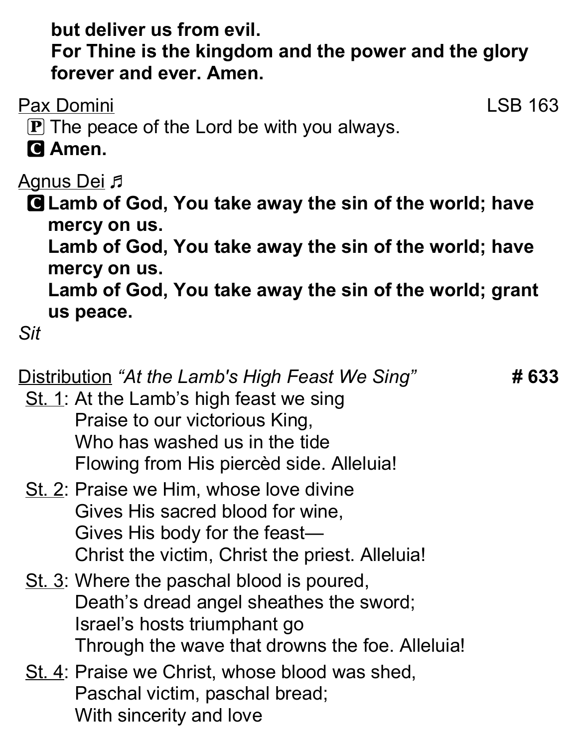**but deliver us from evil.**
**For Thine is the kingdom and the power and the glory forever and ever. Amen.**

<u>Pax Domini</u> LSB 163

Ⓟ The peace of the Lord be with you always.

🅒 **Amen.**

<u>Agnus Dei</u> ♬

🅒 **Lamb of God, You take away the sin of the world; have mercy on us.**
**Lamb of God, You take away the sin of the world; have mercy on us.**
**Lamb of God, You take away the sin of the world; grant us peace.**

*Sit*

<u>Distribution</u> *"At the Lamb's High Feast We Sing"* **# 633**

<u>St. 1</u>: At the Lamb's high feast we sing
Praise to our victorious King,
Who has washed us in the tide
Flowing from His piercèd side. Alleluia!

<u>St. 2</u>: Praise we Him, whose love divine
Gives His sacred blood for wine,
Gives His body for the feast—
Christ the victim, Christ the priest. Alleluia!

<u>St. 3</u>: Where the paschal blood is poured,
Death's dread angel sheathes the sword;
Israel's hosts triumphant go
Through the wave that drowns the foe. Alleluia!

<u>St. 4</u>: Praise we Christ, whose blood was shed,
Paschal victim, paschal bread;
With sincerity and love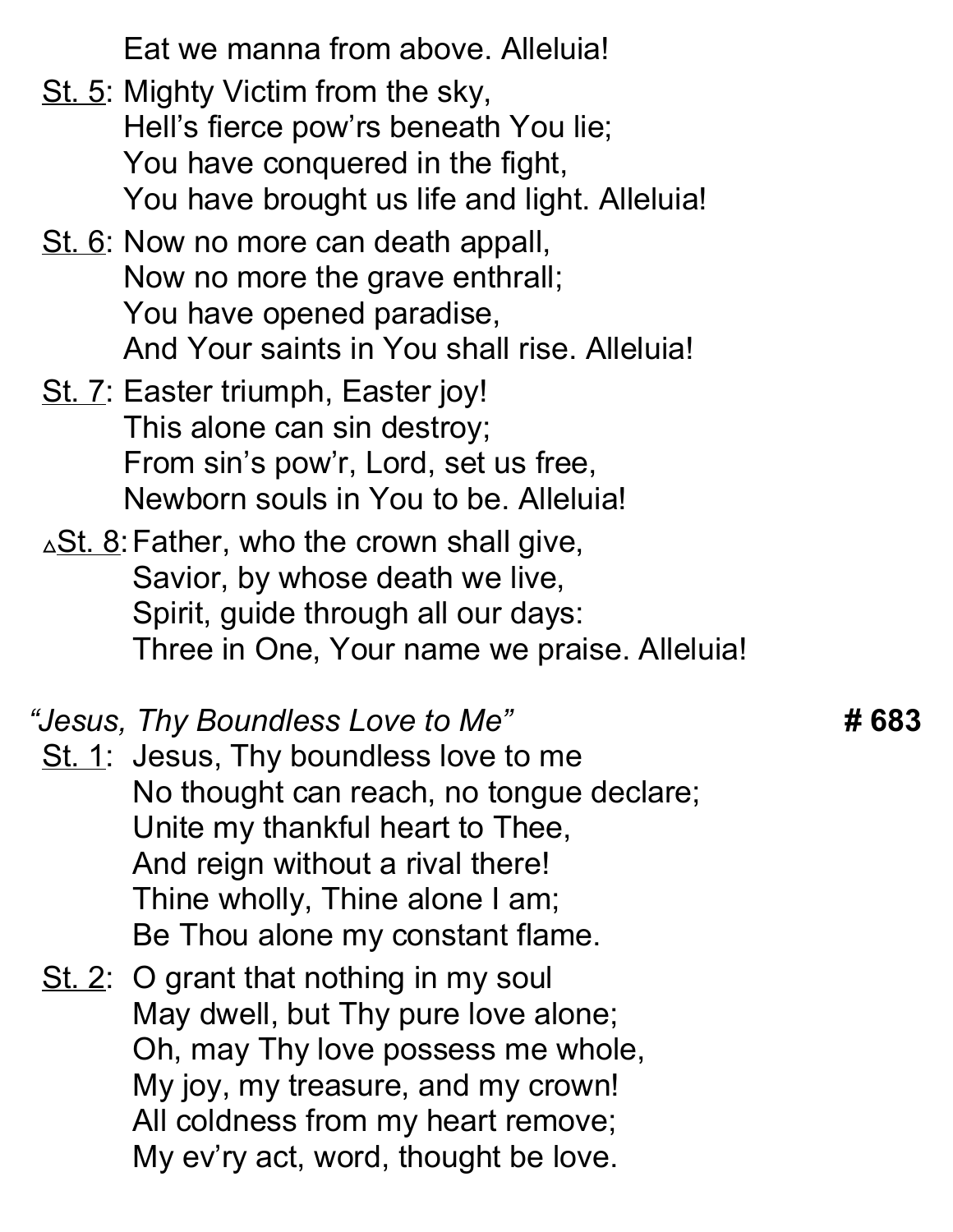Eat we manna from above. Alleluia!

St. 5: Mighty Victim from the sky,
Hell's fierce pow'rs beneath You lie;
You have conquered in the fight,
You have brought us life and light. Alleluia!

St. 6: Now no more can death appall,
Now no more the grave enthrall;
You have opened paradise,
And Your saints in You shall rise. Alleluia!

St. 7: Easter triumph, Easter joy!
This alone can sin destroy;
From sin's pow'r, Lord, set us free,
Newborn souls in You to be. Alleluia!

△St. 8: Father, who the crown shall give,
Savior, by whose death we live,
Spirit, guide through all our days:
Three in One, Your name we praise. Alleluia!

*"Jesus, Thy Boundless Love to Me"* **# 683**

St. 1: Jesus, Thy boundless love to me
No thought can reach, no tongue declare;
Unite my thankful heart to Thee,
And reign without a rival there!
Thine wholly, Thine alone I am;
Be Thou alone my constant flame.

St. 2: O grant that nothing in my soul
May dwell, but Thy pure love alone;
Oh, may Thy love possess me whole,
My joy, my treasure, and my crown!
All coldness from my heart remove;
My ev'ry act, word, thought be love.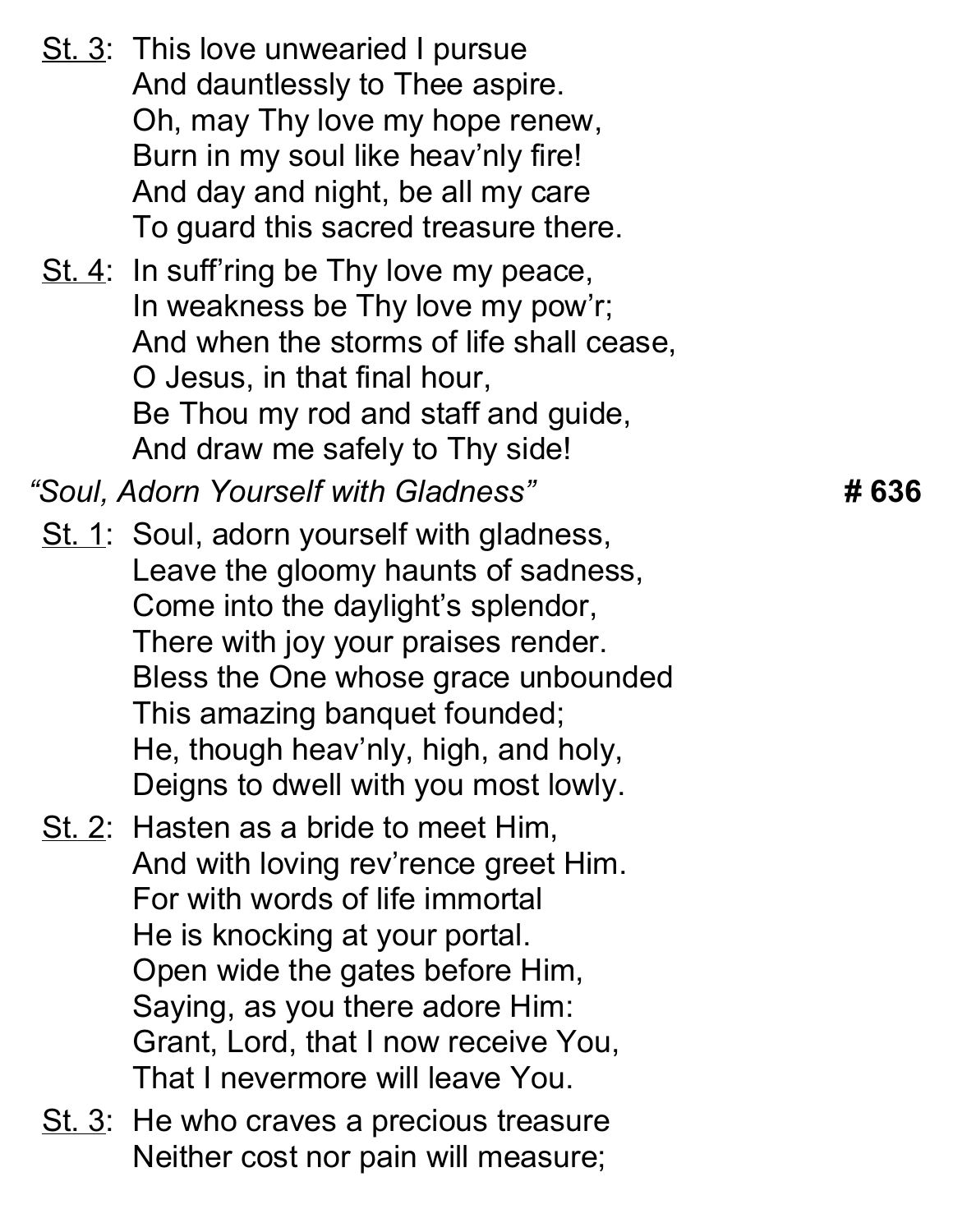<u>St. 3</u>: This love unwearied I pursue
And dauntlessly to Thee aspire.
Oh, may Thy love my hope renew,
Burn in my soul like heav'nly fire!
And day and night, be all my care
To guard this sacred treasure there.

<u>St. 4</u>: In suff'ring be Thy love my peace,
In weakness be Thy love my pow'r;
And when the storms of life shall cease,
O Jesus, in that final hour,
Be Thou my rod and staff and guide,
And draw me safely to Thy side!

*"Soul, Adorn Yourself with Gladness"* **# 636**

<u>St. 1</u>: Soul, adorn yourself with gladness,
Leave the gloomy haunts of sadness,
Come into the daylight's splendor,
There with joy your praises render.
Bless the One whose grace unbounded
This amazing banquet founded;
He, though heav'nly, high, and holy,
Deigns to dwell with you most lowly.

<u>St. 2</u>: Hasten as a bride to meet Him,
And with loving rev'rence greet Him.
For with words of life immortal
He is knocking at your portal.
Open wide the gates before Him,
Saying, as you there adore Him:
Grant, Lord, that I now receive You,
That I nevermore will leave You.

<u>St. 3</u>: He who craves a precious treasure
Neither cost nor pain will measure;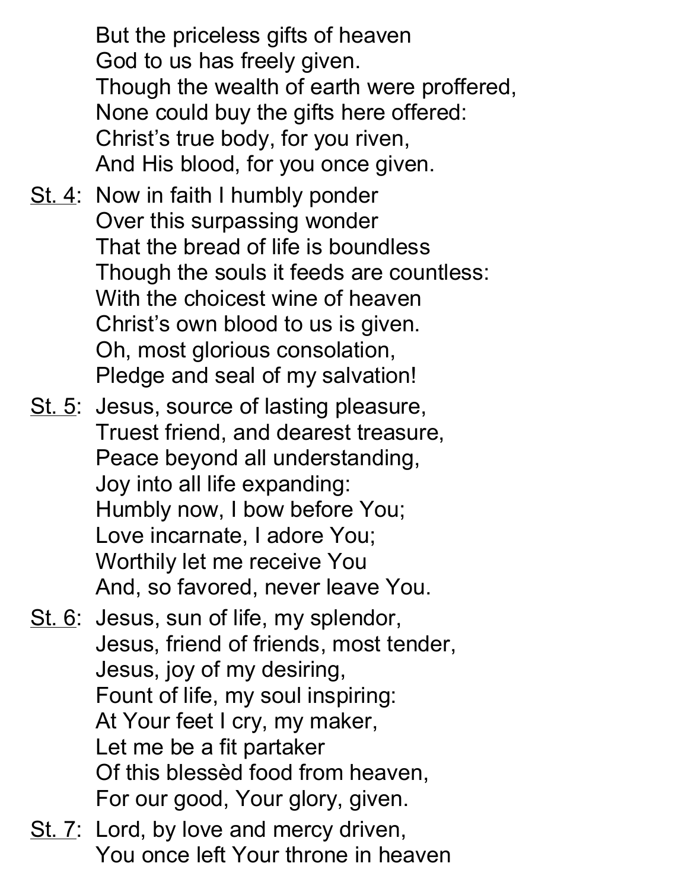But the priceless gifts of heaven  
God to us has freely given.  
Though the wealth of earth were proffered,  
None could buy the gifts here offered:  
Christ's true body, for you riven,  
And His blood, for you once given.

<u>St. 4</u>: Now in faith I humbly ponder  
Over this surpassing wonder  
That the bread of life is boundless  
Though the souls it feeds are countless:  
With the choicest wine of heaven  
Christ's own blood to us is given.  
Oh, most glorious consolation,  
Pledge and seal of my salvation!

<u>St. 5</u>: Jesus, source of lasting pleasure,  
Truest friend, and dearest treasure,  
Peace beyond all understanding,  
Joy into all life expanding:  
Humbly now, I bow before You;  
Love incarnate, I adore You;  
Worthily let me receive You  
And, so favored, never leave You.

<u>St. 6</u>: Jesus, sun of life, my splendor,  
Jesus, friend of friends, most tender,  
Jesus, joy of my desiring,  
Fount of life, my soul inspiring:  
At Your feet I cry, my maker,  
Let me be a fit partaker  
Of this blessèd food from heaven,  
For our good, Your glory, given.

<u>St. 7</u>: Lord, by love and mercy driven,  
You once left Your throne in heaven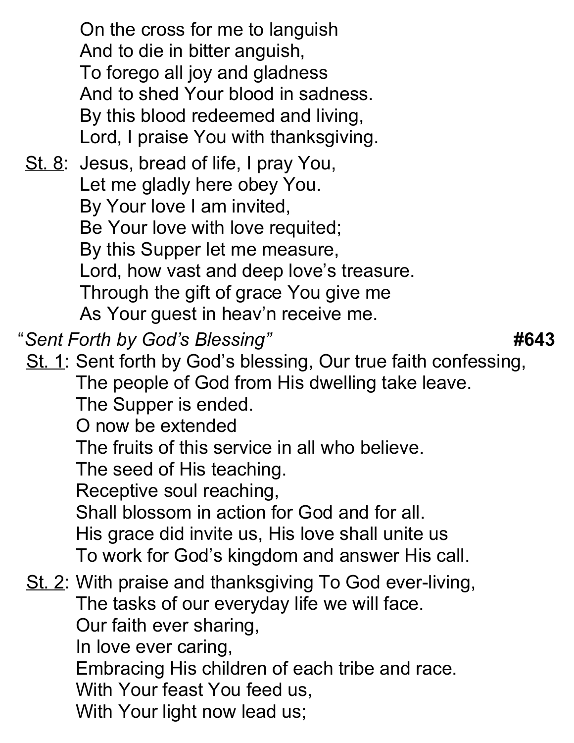On the cross for me to languish  
And to die in bitter anguish,  
To forego all joy and gladness  
And to shed Your blood in sadness.  
By this blood redeemed and living,  
Lord, I praise You with thanksgiving.

St. 8: Jesus, bread of life, I pray You,  
Let me gladly here obey You.  
By Your love I am invited,  
Be Your love with love requited;  
By this Supper let me measure,  
Lord, how vast and deep love's treasure.  
Through the gift of grace You give me  
As Your guest in heav'n receive me.

"*Sent Forth by God's Blessing*" **#643**

St. 1: Sent forth by God's blessing, Our true faith confessing,  
The people of God from His dwelling take leave.  
The Supper is ended.  
O now be extended  
The fruits of this service in all who believe.  
The seed of His teaching.  
Receptive soul reaching,  
Shall blossom in action for God and for all.  
His grace did invite us, His love shall unite us  
To work for God's kingdom and answer His call.

St. 2: With praise and thanksgiving To God ever-living,  
The tasks of our everyday life we will face.  
Our faith ever sharing,  
In love ever caring,  
Embracing His children of each tribe and race.  
With Your feast You feed us,  
With Your light now lead us;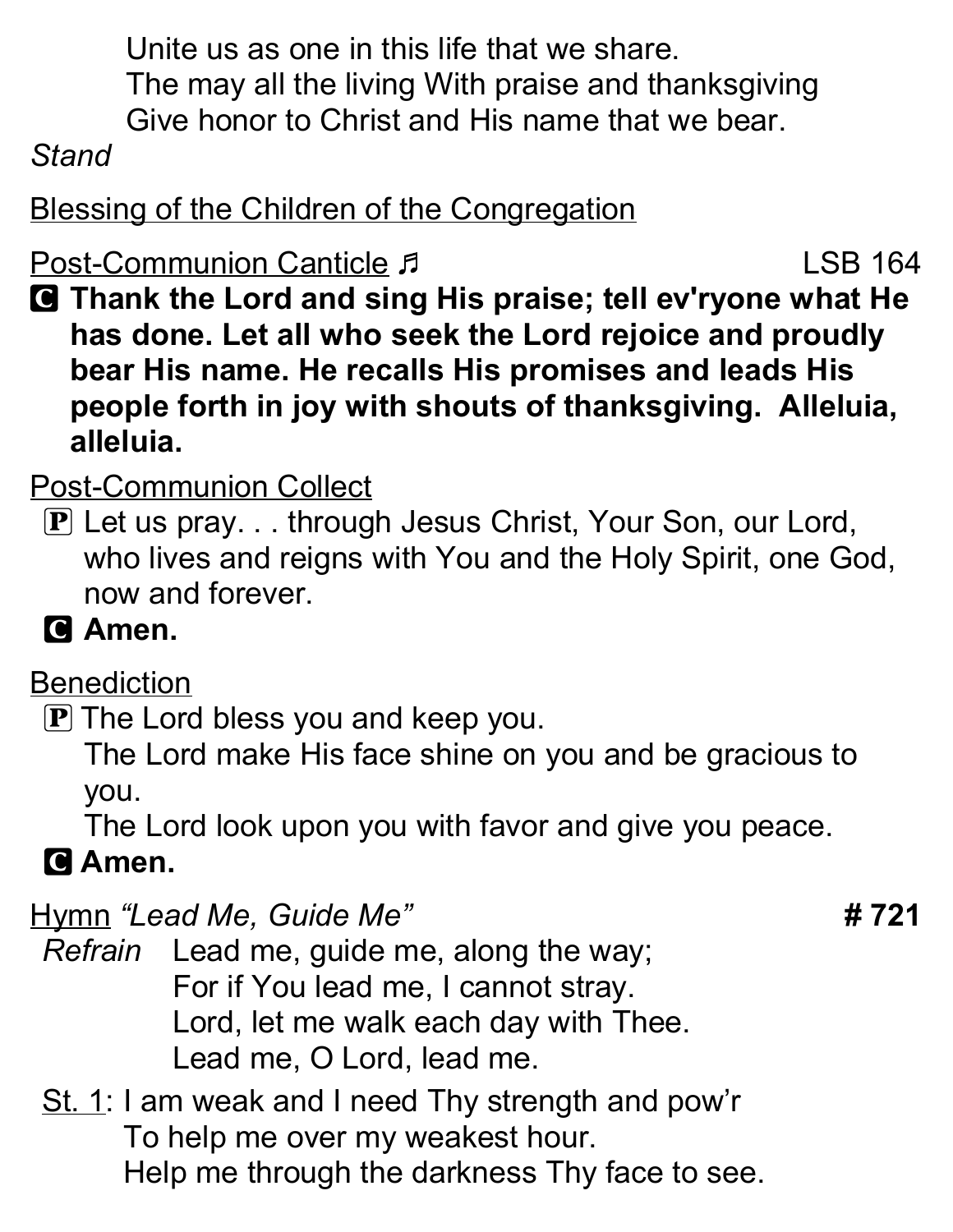Unite us as one in this life that we share.
The may all the living With praise and thanksgiving
Give honor to Christ and His name that we bear.

*Stand*

Blessing of the Children of the Congregation

Post-Communion Canticle ♬ LSB 164

**C Thank the Lord and sing His praise; tell ev'ryone what He has done. Let all who seek the Lord rejoice and proudly bear His name. He recalls His promises and leads His people forth in joy with shouts of thanksgiving. Alleluia, alleluia.**

Post-Communion Collect

P Let us pray. . . through Jesus Christ, Your Son, our Lord, who lives and reigns with You and the Holy Spirit, one God, now and forever.

**C Amen.**

Benediction

P The Lord bless you and keep you.
The Lord make His face shine on you and be gracious to you.
The Lord look upon you with favor and give you peace.

**C Amen.**

Hymn *"Lead Me, Guide Me"* **# 721**

*Refrain* Lead me, guide me, along the way;
For if You lead me, I cannot stray.
Lord, let me walk each day with Thee.
Lead me, O Lord, lead me.

St. 1: I am weak and I need Thy strength and pow'r
To help me over my weakest hour.
Help me through the darkness Thy face to see.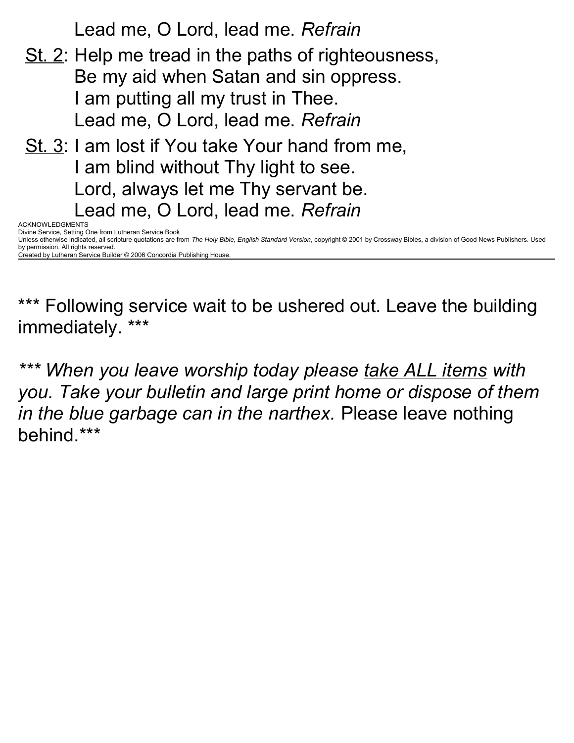Lead me, O Lord, lead me. *Refrain*

St. 2: Help me tread in the paths of righteousness,
Be my aid when Satan and sin oppress.
I am putting all my trust in Thee.
Lead me, O Lord, lead me. *Refrain*

St. 3: I am lost if You take Your hand from me,
I am blind without Thy light to see.
Lord, always let me Thy servant be.
Lead me, O Lord, lead me. *Refrain*

ACKNOWLEDGMENTS
Divine Service, Setting One from Lutheran Service Book
Unless otherwise indicated, all scripture quotations are from *The Holy Bible, English Standard Version*, copyright © 2001 by Crossway Bibles, a division of Good News Publishers. Used by permission. All rights reserved.
Created by Lutheran Service Builder © 2006 Concordia Publishing House.

*** Following service wait to be ushered out. Leave the building immediately. ***

*** *When you leave worship today please take ALL items with you. Take your bulletin and large print home or dispose of them in the blue garbage can in the narthex.* Please leave nothing behind.***